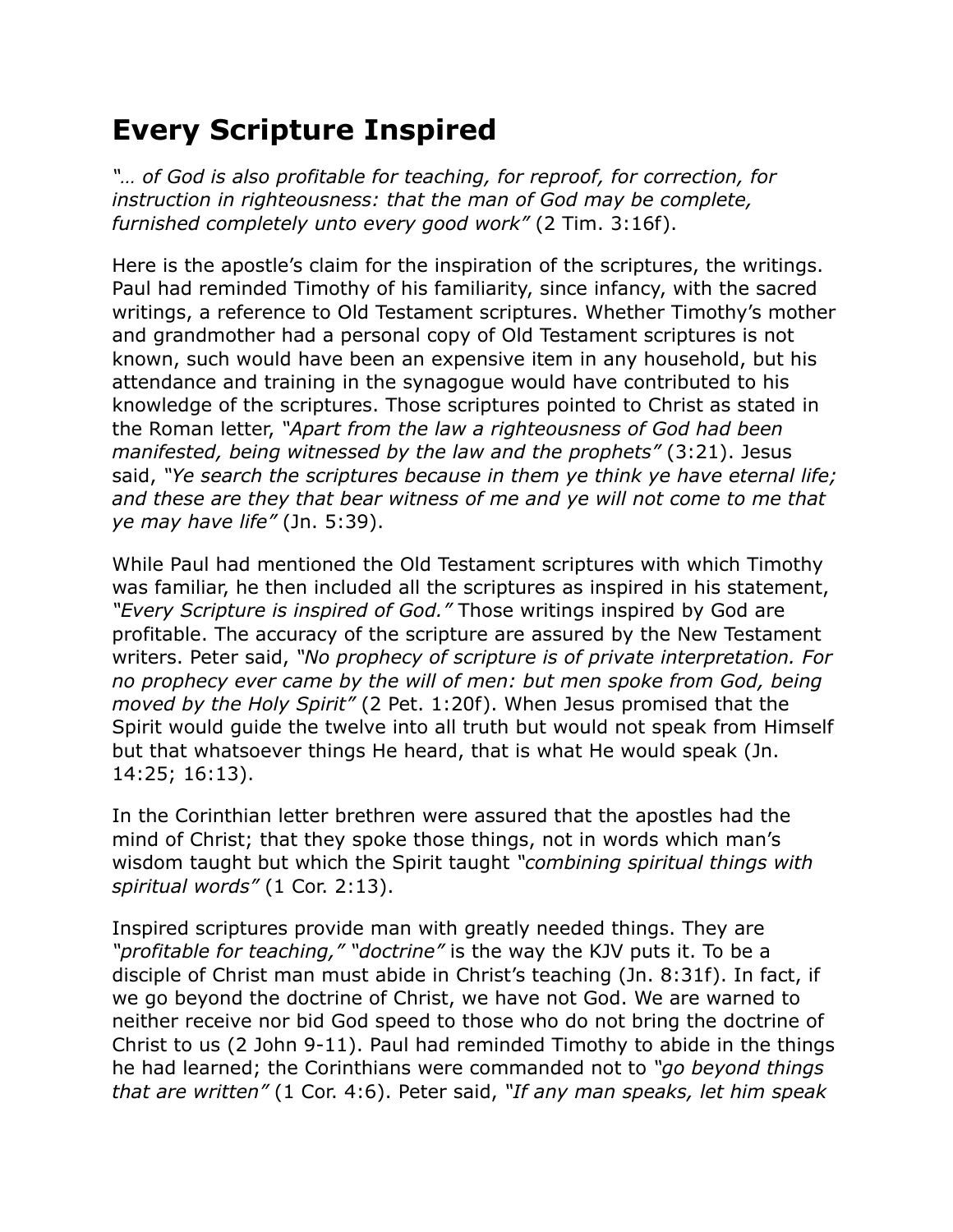# Every Scripture Inspired

*"… of God is also profitable for teaching, for reproof, for correction, for instruction in righteousness: that the man of God may be complete, furnished completely unto every good work"* (2 Tim. 3:16f).

Here is the apostle's claim for the inspiration of the scriptures, the writings. Paul had reminded Timothy of his familiarity, since infancy, with the sacred writings, a reference to Old Testament scriptures. Whether Timothy's mother and grandmother had a personal copy of Old Testament scriptures is not known, such would have been an expensive item in any household, but his attendance and training in the synagogue would have contributed to his knowledge of the scriptures. Those scriptures pointed to Christ as stated in the Roman letter, *"Apart from the law a righteousness of God had been manifested, being witnessed by the law and the prophets"* (3:21). Jesus said, *"Ye search the scriptures because in them ye think ye have eternal life; and these are they that bear witness of me and ye will not come to me that ye may have life"* (Jn. 5:39).

While Paul had mentioned the Old Testament scriptures with which Timothy was familiar, he then included all the scriptures as inspired in his statement, *"Every Scripture is inspired of God."* Those writings inspired by God are profitable. The accuracy of the scripture are assured by the New Testament writers. Peter said, *"No prophecy of scripture is of private interpretation. For no prophecy ever came by the will of men: but men spoke from God, being moved by the Holy Spirit"* (2 Pet. 1:20f). When Jesus promised that the Spirit would guide the twelve into all truth but would not speak from Himself but that whatsoever things He heard, that is what He would speak (Jn. 14:25; 16:13).

In the Corinthian letter brethren were assured that the apostles had the mind of Christ; that they spoke those things, not in words which man's wisdom taught but which the Spirit taught *"combining spiritual things with spiritual words"* (1 Cor. 2:13).

Inspired scriptures provide man with greatly needed things. They are *"profitable for teaching," "doctrine"* is the way the KJV puts it. To be a disciple of Christ man must abide in Christ's teaching (Jn. 8:31f). In fact, if we go beyond the doctrine of Christ, we have not God. We are warned to neither receive nor bid God speed to those who do not bring the doctrine of Christ to us (2 John 9-11). Paul had reminded Timothy to abide in the things he had learned; the Corinthians were commanded not to *"go beyond things that are written"* (1 Cor. 4:6). Peter said, *"If any man speaks, let him speak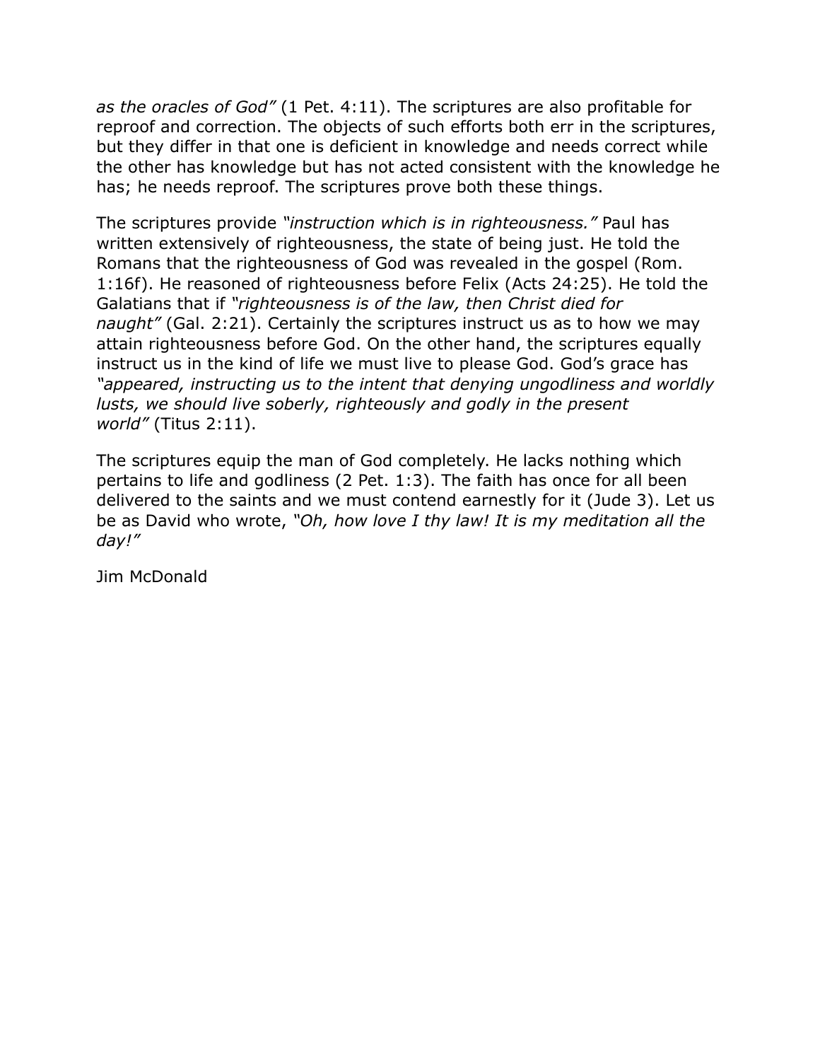*as the oracles of God"* (1 Pet. 4:11). The scriptures are also profitable for reproof and correction. The objects of such efforts both err in the scriptures, but they differ in that one is deficient in knowledge and needs correct while the other has knowledge but has not acted consistent with the knowledge he has; he needs reproof. The scriptures prove both these things.

The scriptures provide *"instruction which is in righteousness."* Paul has written extensively of righteousness, the state of being just. He told the Romans that the righteousness of God was revealed in the gospel (Rom. 1:16f). He reasoned of righteousness before Felix (Acts 24:25). He told the Galatians that if *"righteousness is of the law, then Christ died for naught"* (Gal. 2:21). Certainly the scriptures instruct us as to how we may attain righteousness before God. On the other hand, the scriptures equally instruct us in the kind of life we must live to please God. God's grace has *"appeared, instructing us to the intent that denying ungodliness and worldly lusts, we should live soberly, righteously and godly in the present world"* (Titus 2:11).

The scriptures equip the man of God completely. He lacks nothing which pertains to life and godliness (2 Pet. 1:3). The faith has once for all been delivered to the saints and we must contend earnestly for it (Jude 3). Let us be as David who wrote, *"Oh, how love I thy law! It is my meditation all the day!"*

Jim McDonald